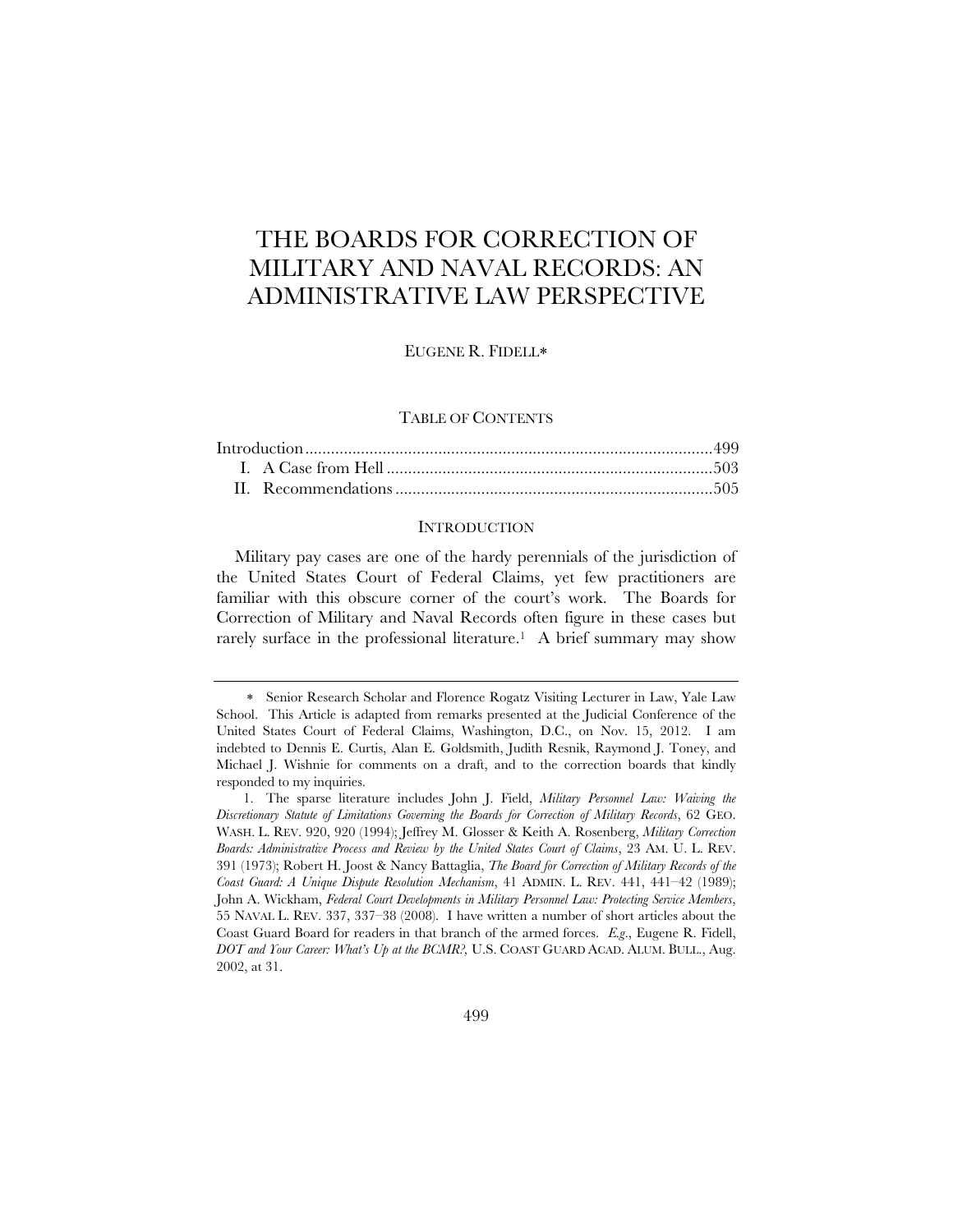# THE BOARDS FOR CORRECTION OF MILITARY AND NAVAL RECORDS: AN ADMINISTRATIVE LAW PERSPECTIVE

EUGENE R. FIDELL*

TABLE OF CONTENTS

Introduction .......................................................................................499
I. A Case from Hell ...........................................................................503
II. Recommendations .........................................................................505

## INTRODUCTION

Military pay cases are one of the hardy perennials of the jurisdiction of the United States Court of Federal Claims, yet few practitioners are familiar with this obscure corner of the court's work. The Boards for Correction of Military and Naval Records often figure in these cases but rarely surface in the professional literature.[1] A brief summary may show

---

\* Senior Research Scholar and Florence Rogatz Visiting Lecturer in Law, Yale Law School. This Article is adapted from remarks presented at the Judicial Conference of the United States Court of Federal Claims, Washington, D.C., on Nov. 15, 2012. I am indebted to Dennis E. Curtis, Alan E. Goldsmith, Judith Resnik, Raymond J. Toney, and Michael J. Wishnie for comments on a draft, and to the correction boards that kindly responded to my inquiries.

1. The sparse literature includes John J. Field, *Military Personnel Law: Waiving the Discretionary Statute of Limitations Governing the Boards for Correction of Military Records*, 62 GEO. WASH. L. REV. 920, 920 (1994); Jeffrey M. Glosser & Keith A. Rosenberg, *Military Correction Boards: Administrative Process and Review by the United States Court of Claims*, 23 AM. U. L. REV. 391 (1973); Robert H. Joost & Nancy Battaglia, *The Board for Correction of Military Records of the Coast Guard: A Unique Dispute Resolution Mechanism*, 41 ADMIN. L. REV. 441, 441–42 (1989); John A. Wickham, *Federal Court Developments in Military Personnel Law: Protecting Service Members*, 55 NAVAL L. REV. 337, 337–38 (2008). I have written a number of short articles about the Coast Guard Board for readers in that branch of the armed forces. *E.g.*, Eugene R. Fidell, *DOT and Your Career: What's Up at the BCMR?,* U.S. COAST GUARD ACAD. ALUM. BULL., Aug. 2002, at 31.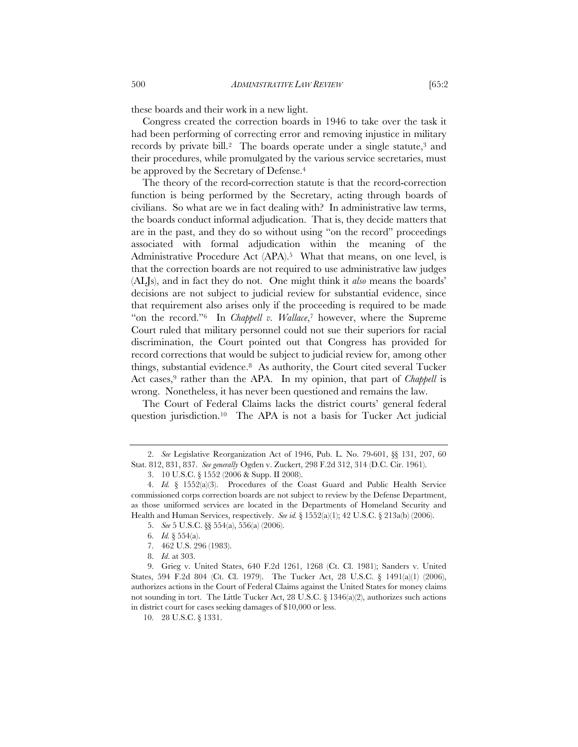these boards and their work in a new light.

Congress created the correction boards in 1946 to take over the task it had been performing of correcting error and removing injustice in military records by private bill.[2] The boards operate under a single statute,[3] and their procedures, while promulgated by the various service secretaries, must be approved by the Secretary of Defense.[4]

The theory of the record-correction statute is that the record-correction function is being performed by the Secretary, acting through boards of civilians. So what are we in fact dealing with? In administrative law terms, the boards conduct informal adjudication. That is, they decide matters that are in the past, and they do so without using "on the record" proceedings associated with formal adjudication within the meaning of the Administrative Procedure Act (APA).[5] What that means, on one level, is that the correction boards are not required to use administrative law judges (ALJs), and in fact they do not. One might think it *also* means the boards' decisions are not subject to judicial review for substantial evidence, since that requirement also arises only if the proceeding is required to be made "on the record."[6] In *Chappell v. Wallace*,[7] however, where the Supreme Court ruled that military personnel could not sue their superiors for racial discrimination, the Court pointed out that Congress has provided for record corrections that would be subject to judicial review for, among other things, substantial evidence.[8] As authority, the Court cited several Tucker Act cases,[9] rather than the APA. In my opinion, that part of *Chappell* is wrong. Nonetheless, it has never been questioned and remains the law.

The Court of Federal Claims lacks the district courts' general federal question jurisdiction.[10] The APA is not a basis for Tucker Act judicial

---

2. *See* Legislative Reorganization Act of 1946, Pub. L. No. 79-601, §§ 131, 207, 60 Stat. 812, 831, 837. *See generally* Ogden v. Zuckert, 298 F.2d 312, 314 (D.C. Cir. 1961).

3. 10 U.S.C. § 1552 (2006 & Supp. II 2008).

4. *Id.* § 1552(a)(3). Procedures of the Coast Guard and Public Health Service commissioned corps correction boards are not subject to review by the Defense Department, as those uniformed services are located in the Departments of Homeland Security and Health and Human Services, respectively. *See id.* § 1552(a)(1); 42 U.S.C. § 213a(b) (2006).

5. *See* 5 U.S.C. §§ 554(a), 556(a) (2006).

6. *Id.* § 554(a).

7. 462 U.S. 296 (1983).

8. *Id.* at 303.

9. Grieg v. United States, 640 F.2d 1261, 1268 (Ct. Cl. 1981); Sanders v. United States, 594 F.2d 804 (Ct. Cl. 1979). The Tucker Act, 28 U.S.C. § 1491(a)(1) (2006), authorizes actions in the Court of Federal Claims against the United States for money claims not sounding in tort. The Little Tucker Act, 28 U.S.C. § 1346(a)(2), authorizes such actions in district court for cases seeking damages of $10,000 or less.

10. 28 U.S.C. § 1331.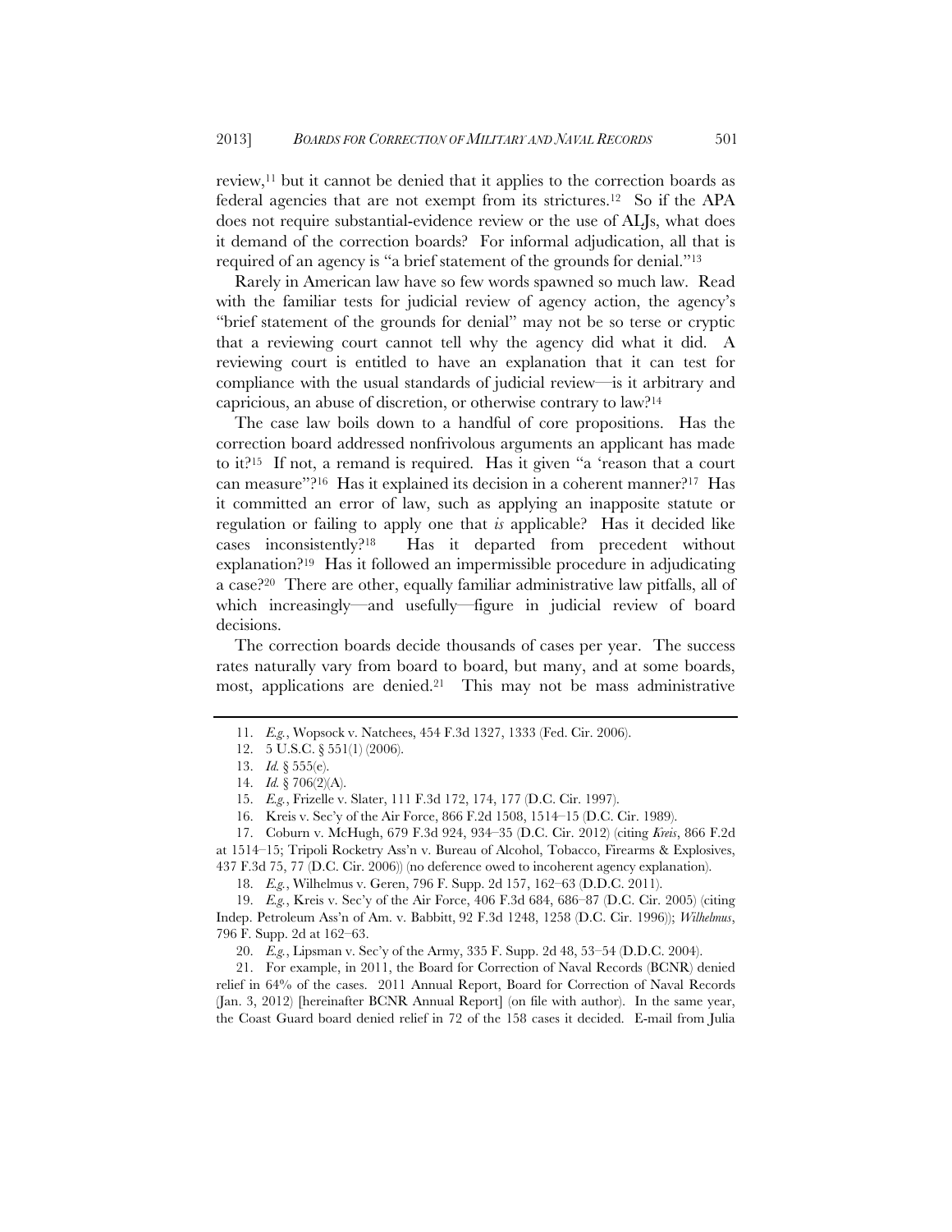review,[11] but it cannot be denied that it applies to the correction boards as federal agencies that are not exempt from its strictures.[12] So if the APA does not require substantial-evidence review or the use of ALJs, what does it demand of the correction boards? For informal adjudication, all that is required of an agency is "a brief statement of the grounds for denial."[13]

Rarely in American law have so few words spawned so much law. Read with the familiar tests for judicial review of agency action, the agency's "brief statement of the grounds for denial" may not be so terse or cryptic that a reviewing court cannot tell why the agency did what it did. A reviewing court is entitled to have an explanation that it can test for compliance with the usual standards of judicial review—is it arbitrary and capricious, an abuse of discretion, or otherwise contrary to law?[14]

The case law boils down to a handful of core propositions. Has the correction board addressed nonfrivolous arguments an applicant has made to it?[15] If not, a remand is required. Has it given "a 'reason that a court can measure"?[16] Has it explained its decision in a coherent manner?[17] Has it committed an error of law, such as applying an inapposite statute or regulation or failing to apply one that *is* applicable? Has it decided like cases inconsistently?[18] Has it departed from precedent without explanation?[19] Has it followed an impermissible procedure in adjudicating a case?[20] There are other, equally familiar administrative law pitfalls, all of which increasingly—and usefully—figure in judicial review of board decisions.

The correction boards decide thousands of cases per year. The success rates naturally vary from board to board, but many, and at some boards, most, applications are denied.[21] This may not be mass administrative

---

11. *E.g.*, Wopsock v. Natchees, 454 F.3d 1327, 1333 (Fed. Cir. 2006).

12. 5 U.S.C. § 551(1) (2006).

13. *Id.* § 555(e).

14. *Id.* § 706(2)(A).

15. *E.g.*, Frizelle v. Slater, 111 F.3d 172, 174, 177 (D.C. Cir. 1997).

16. Kreis v. Sec'y of the Air Force, 866 F.2d 1508, 1514–15 (D.C. Cir. 1989).

17. Coburn v. McHugh, 679 F.3d 924, 934–35 (D.C. Cir. 2012) (citing *Kreis*, 866 F.2d at 1514–15; Tripoli Rocketry Ass'n v. Bureau of Alcohol, Tobacco, Firearms & Explosives, 437 F.3d 75, 77 (D.C. Cir. 2006)) (no deference owed to incoherent agency explanation).

18. *E.g.*, Wilhelmus v. Geren, 796 F. Supp. 2d 157, 162–63 (D.D.C. 2011).

19. *E.g.*, Kreis v. Sec'y of the Air Force, 406 F.3d 684, 686–87 (D.C. Cir. 2005) (citing Indep. Petroleum Ass'n of Am. v. Babbitt, 92 F.3d 1248, 1258 (D.C. Cir. 1996)); *Wilhelmus*, 796 F. Supp. 2d at 162–63.

20. *E.g.*, Lipsman v. Sec'y of the Army, 335 F. Supp. 2d 48, 53–54 (D.D.C. 2004).

21. For example, in 2011, the Board for Correction of Naval Records (BCNR) denied relief in 64% of the cases. 2011 Annual Report, Board for Correction of Naval Records (Jan. 3, 2012) [hereinafter BCNR Annual Report] (on file with author). In the same year, the Coast Guard board denied relief in 72 of the 158 cases it decided. E-mail from Julia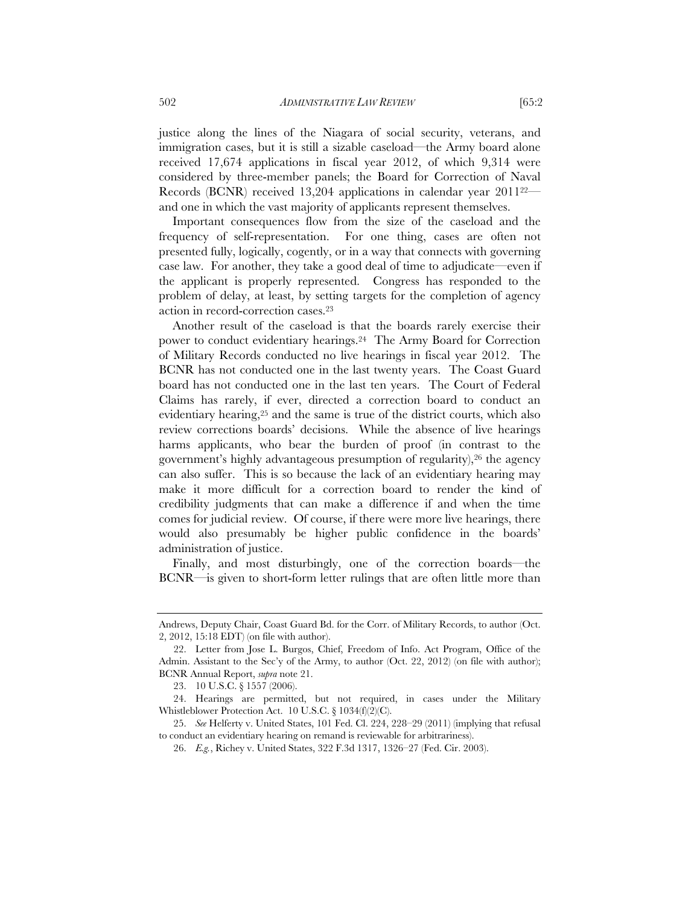justice along the lines of the Niagara of social security, veterans, and immigration cases, but it is still a sizable caseload—the Army board alone received 17,674 applications in fiscal year 2012, of which 9,314 were considered by three-member panels; the Board for Correction of Naval Records (BCNR) received 13,204 applications in calendar year 2011[22]—and one in which the vast majority of applicants represent themselves.

Important consequences flow from the size of the caseload and the frequency of self-representation. For one thing, cases are often not presented fully, logically, cogently, or in a way that connects with governing case law. For another, they take a good deal of time to adjudicate—even if the applicant is properly represented. Congress has responded to the problem of delay, at least, by setting targets for the completion of agency action in record-correction cases.[23]

Another result of the caseload is that the boards rarely exercise their power to conduct evidentiary hearings.[24] The Army Board for Correction of Military Records conducted no live hearings in fiscal year 2012. The BCNR has not conducted one in the last twenty years. The Coast Guard board has not conducted one in the last ten years. The Court of Federal Claims has rarely, if ever, directed a correction board to conduct an evidentiary hearing,[25] and the same is true of the district courts, which also review corrections boards' decisions. While the absence of live hearings harms applicants, who bear the burden of proof (in contrast to the government's highly advantageous presumption of regularity),[26] the agency can also suffer. This is so because the lack of an evidentiary hearing may make it more difficult for a correction board to render the kind of credibility judgments that can make a difference if and when the time comes for judicial review. Of course, if there were more live hearings, there would also presumably be higher public confidence in the boards' administration of justice.

Finally, and most disturbingly, one of the correction boards—the BCNR—is given to short-form letter rulings that are often little more than

---

Andrews, Deputy Chair, Coast Guard Bd. for the Corr. of Military Records, to author (Oct. 2, 2012, 15:18 EDT) (on file with author).

22. Letter from Jose L. Burgos, Chief, Freedom of Info. Act Program, Office of the Admin. Assistant to the Sec'y of the Army, to author (Oct. 22, 2012) (on file with author); BCNR Annual Report, *supra* note 21.

23. 10 U.S.C. § 1557 (2006).

24. Hearings are permitted, but not required, in cases under the Military Whistleblower Protection Act. 10 U.S.C. § 1034(f)(2)(C).

25. *See* Helferty v. United States, 101 Fed. Cl. 224, 228–29 (2011) (implying that refusal to conduct an evidentiary hearing on remand is reviewable for arbitrariness).

26. *E.g.*, Richey v. United States, 322 F.3d 1317, 1326–27 (Fed. Cir. 2003).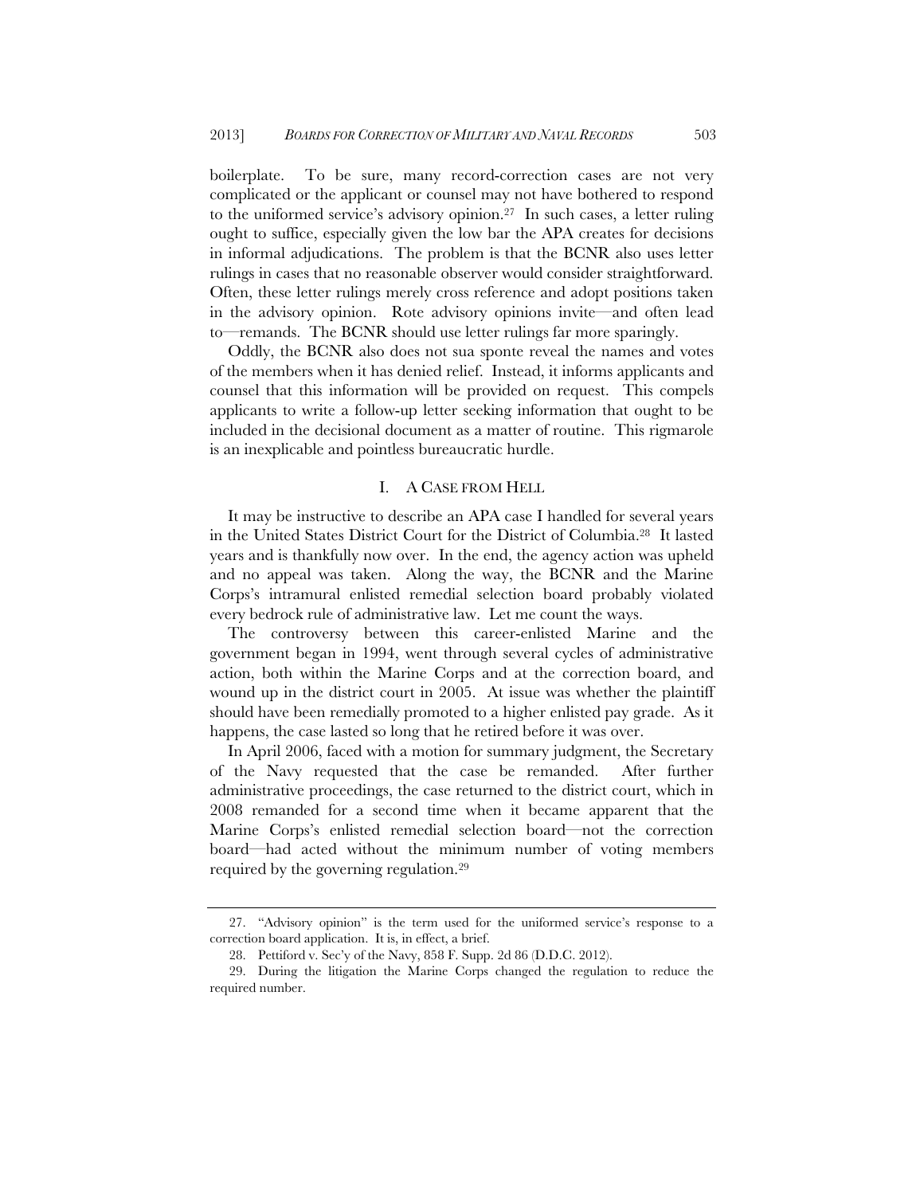boilerplate. To be sure, many record-correction cases are not very complicated or the applicant or counsel may not have bothered to respond to the uniformed service's advisory opinion.[27] In such cases, a letter ruling ought to suffice, especially given the low bar the APA creates for decisions in informal adjudications. The problem is that the BCNR also uses letter rulings in cases that no reasonable observer would consider straightforward. Often, these letter rulings merely cross reference and adopt positions taken in the advisory opinion. Rote advisory opinions invite—and often lead to—remands. The BCNR should use letter rulings far more sparingly.

Oddly, the BCNR also does not sua sponte reveal the names and votes of the members when it has denied relief. Instead, it informs applicants and counsel that this information will be provided on request. This compels applicants to write a follow-up letter seeking information that ought to be included in the decisional document as a matter of routine. This rigmarole is an inexplicable and pointless bureaucratic hurdle.

## I. A CASE FROM HELL

It may be instructive to describe an APA case I handled for several years in the United States District Court for the District of Columbia.[28] It lasted years and is thankfully now over. In the end, the agency action was upheld and no appeal was taken. Along the way, the BCNR and the Marine Corps's intramural enlisted remedial selection board probably violated every bedrock rule of administrative law. Let me count the ways.

The controversy between this career-enlisted Marine and the government began in 1994, went through several cycles of administrative action, both within the Marine Corps and at the correction board, and wound up in the district court in 2005. At issue was whether the plaintiff should have been remedially promoted to a higher enlisted pay grade. As it happens, the case lasted so long that he retired before it was over.

In April 2006, faced with a motion for summary judgment, the Secretary of the Navy requested that the case be remanded. After further administrative proceedings, the case returned to the district court, which in 2008 remanded for a second time when it became apparent that the Marine Corps's enlisted remedial selection board—not the correction board—had acted without the minimum number of voting members required by the governing regulation.[29]

---

27. "Advisory opinion" is the term used for the uniformed service's response to a correction board application. It is, in effect, a brief.

28. Pettiford v. Sec'y of the Navy, 858 F. Supp. 2d 86 (D.D.C. 2012).

29. During the litigation the Marine Corps changed the regulation to reduce the required number.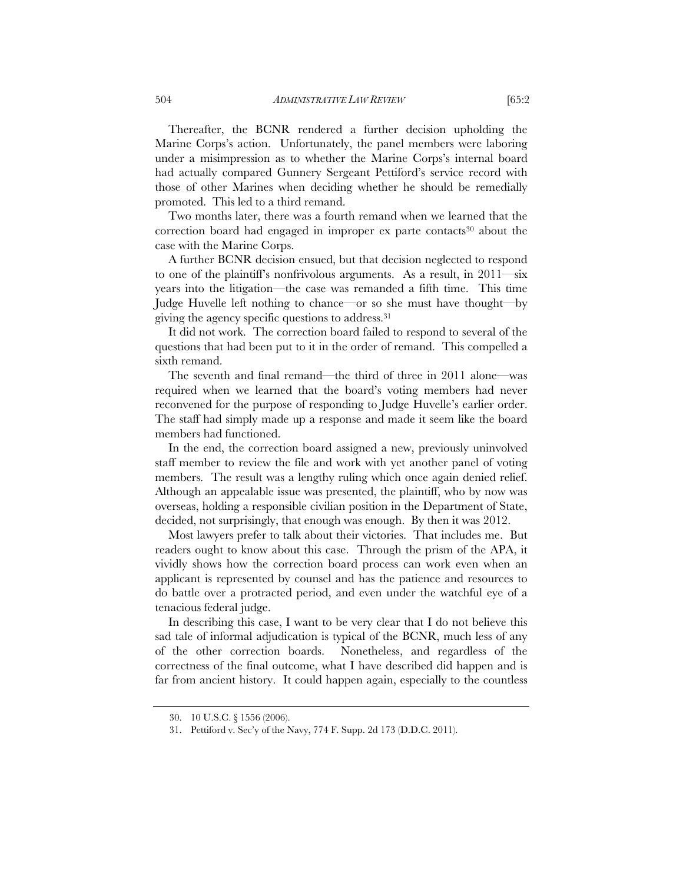Thereafter, the BCNR rendered a further decision upholding the Marine Corps's action. Unfortunately, the panel members were laboring under a misimpression as to whether the Marine Corps's internal board had actually compared Gunnery Sergeant Pettiford's service record with those of other Marines when deciding whether he should be remedially promoted. This led to a third remand.

Two months later, there was a fourth remand when we learned that the correction board had engaged in improper ex parte contacts[30] about the case with the Marine Corps.

A further BCNR decision ensued, but that decision neglected to respond to one of the plaintiff's nonfrivolous arguments. As a result, in 2011—six years into the litigation—the case was remanded a fifth time. This time Judge Huvelle left nothing to chance—or so she must have thought—by giving the agency specific questions to address.[31]

It did not work. The correction board failed to respond to several of the questions that had been put to it in the order of remand. This compelled a sixth remand.

The seventh and final remand—the third of three in 2011 alone—was required when we learned that the board's voting members had never reconvened for the purpose of responding to Judge Huvelle's earlier order. The staff had simply made up a response and made it seem like the board members had functioned.

In the end, the correction board assigned a new, previously uninvolved staff member to review the file and work with yet another panel of voting members. The result was a lengthy ruling which once again denied relief. Although an appealable issue was presented, the plaintiff, who by now was overseas, holding a responsible civilian position in the Department of State, decided, not surprisingly, that enough was enough. By then it was 2012.

Most lawyers prefer to talk about their victories. That includes me. But readers ought to know about this case. Through the prism of the APA, it vividly shows how the correction board process can work even when an applicant is represented by counsel and has the patience and resources to do battle over a protracted period, and even under the watchful eye of a tenacious federal judge.

In describing this case, I want to be very clear that I do not believe this sad tale of informal adjudication is typical of the BCNR, much less of any of the other correction boards. Nonetheless, and regardless of the correctness of the final outcome, what I have described did happen and is far from ancient history. It could happen again, especially to the countless

---

30. 10 U.S.C. § 1556 (2006).

31. Pettiford v. Sec'y of the Navy, 774 F. Supp. 2d 173 (D.D.C. 2011).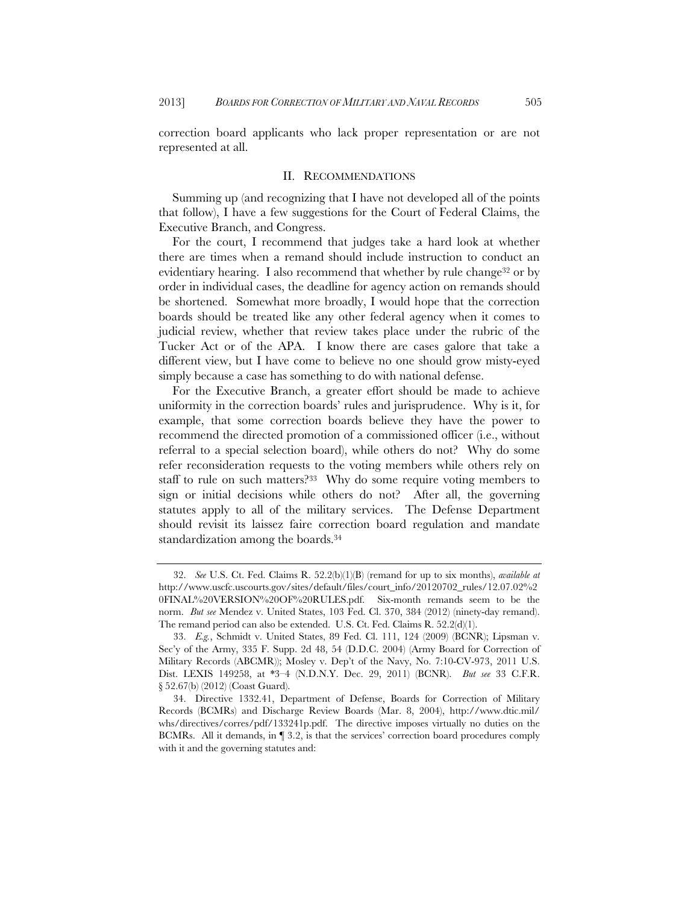correction board applicants who lack proper representation or are not represented at all.

## II. RECOMMENDATIONS

Summing up (and recognizing that I have not developed all of the points that follow), I have a few suggestions for the Court of Federal Claims, the Executive Branch, and Congress.

For the court, I recommend that judges take a hard look at whether there are times when a remand should include instruction to conduct an evidentiary hearing. I also recommend that whether by rule change[32] or by order in individual cases, the deadline for agency action on remands should be shortened. Somewhat more broadly, I would hope that the correction boards should be treated like any other federal agency when it comes to judicial review, whether that review takes place under the rubric of the Tucker Act or of the APA. I know there are cases galore that take a different view, but I have come to believe no one should grow misty-eyed simply because a case has something to do with national defense.

For the Executive Branch, a greater effort should be made to achieve uniformity in the correction boards' rules and jurisprudence. Why is it, for example, that some correction boards believe they have the power to recommend the directed promotion of a commissioned officer (i.e., without referral to a special selection board), while others do not? Why do some refer reconsideration requests to the voting members while others rely on staff to rule on such matters?[33] Why do some require voting members to sign or initial decisions while others do not? After all, the governing statutes apply to all of the military services. The Defense Department should revisit its laissez faire correction board regulation and mandate standardization among the boards.[34]

---

32. *See* U.S. Ct. Fed. Claims R. 52.2(b)(1)(B) (remand for up to six months), *available at* http://www.uscfc.uscourts.gov/sites/default/files/court_info/20120702_rules/12.07.02%20FINAL%20VERSION%20OF%20RULES.pdf. Six-month remands seem to be the norm. *But see* Mendez v. United States, 103 Fed. Cl. 370, 384 (2012) (ninety-day remand). The remand period can also be extended. U.S. Ct. Fed. Claims R. 52.2(d)(1).

33. *E.g.*, Schmidt v. United States, 89 Fed. Cl. 111, 124 (2009) (BCNR); Lipsman v. Sec'y of the Army, 335 F. Supp. 2d 48, 54 (D.D.C. 2004) (Army Board for Correction of Military Records (ABCMR)); Mosley v. Dep't of the Navy, No. 7:10-CV-973, 2011 U.S. Dist. LEXIS 149258, at *3–4 (N.D.N.Y. Dec. 29, 2011) (BCNR). *But see* 33 C.F.R. § 52.67(b) (2012) (Coast Guard).

34. Directive 1332.41, Department of Defense, Boards for Correction of Military Records (BCMRs) and Discharge Review Boards (Mar. 8, 2004), http://www.dtic.mil/whs/directives/corres/pdf/133241p.pdf. The directive imposes virtually no duties on the BCMRs. All it demands, in ¶ 3.2, is that the services' correction board procedures comply with it and the governing statutes and: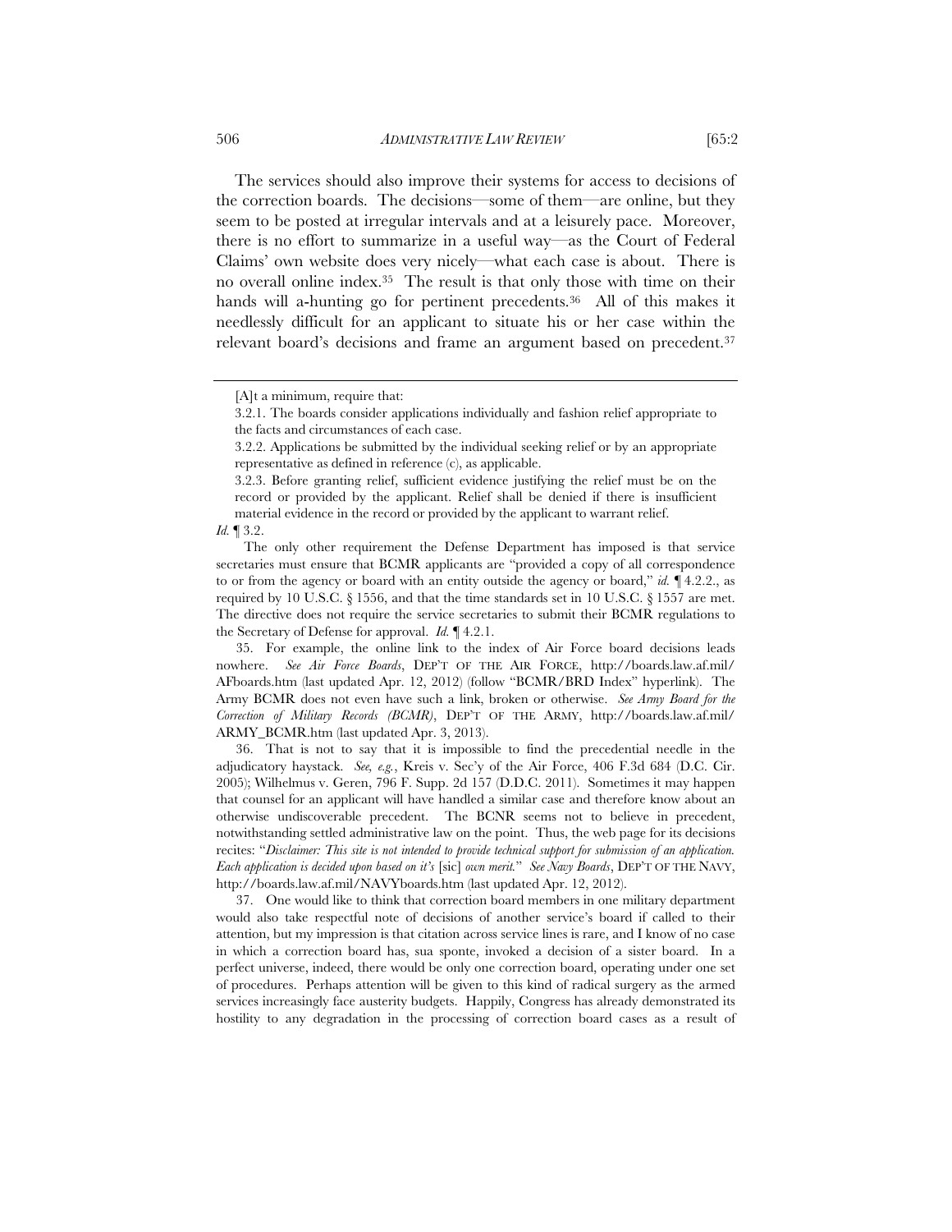The services should also improve their systems for access to decisions of the correction boards. The decisions—some of them—are online, but they seem to be posted at irregular intervals and at a leisurely pace. Moreover, there is no effort to summarize in a useful way—as the Court of Federal Claims' own website does very nicely—what each case is about. There is no overall online index.[35] The result is that only those with time on their hands will a-hunting go for pertinent precedents.[36] All of this makes it needlessly difficult for an applicant to situate his or her case within the relevant board's decisions and frame an argument based on precedent.[37]

---

[A]t a minimum, require that:

3.2.1. The boards consider applications individually and fashion relief appropriate to the facts and circumstances of each case.

3.2.2. Applications be submitted by the individual seeking relief or by an appropriate representative as defined in reference (c), as applicable.

3.2.3. Before granting relief, sufficient evidence justifying the relief must be on the record or provided by the applicant. Relief shall be denied if there is insufficient material evidence in the record or provided by the applicant to warrant relief.

*Id.* ¶ 3.2.

The only other requirement the Defense Department has imposed is that service secretaries must ensure that BCMR applicants are "provided a copy of all correspondence to or from the agency or board with an entity outside the agency or board," *id.* ¶ 4.2.2., as required by 10 U.S.C. § 1556, and that the time standards set in 10 U.S.C. § 1557 are met. The directive does not require the service secretaries to submit their BCMR regulations to the Secretary of Defense for approval. *Id.* ¶ 4.2.1.

35. For example, the online link to the index of Air Force board decisions leads nowhere. *See Air Force Boards*, DEP'T OF THE AIR FORCE, http://boards.law.af.mil/AFboards.htm (last updated Apr. 12, 2012) (follow "BCMR/BRD Index" hyperlink). The Army BCMR does not even have such a link, broken or otherwise. *See Army Board for the Correction of Military Records (BCMR)*, DEP'T OF THE ARMY, http://boards.law.af.mil/ARMY_BCMR.htm (last updated Apr. 3, 2013).

36. That is not to say that it is impossible to find the precedential needle in the adjudicatory haystack. *See, e.g.*, Kreis v. Sec'y of the Air Force, 406 F.3d 684 (D.C. Cir. 2005); Wilhelmus v. Geren, 796 F. Supp. 2d 157 (D.D.C. 2011). Sometimes it may happen that counsel for an applicant will have handled a similar case and therefore know about an otherwise undiscoverable precedent. The BCNR seems not to believe in precedent, notwithstanding settled administrative law on the point. Thus, the web page for its decisions recites: "*Disclaimer: This site is not intended to provide technical support for submission of an application. Each application is decided upon based on it's* [sic] *own merit.*" *See Navy Boards*, DEP'T OF THE NAVY, http://boards.law.af.mil/NAVYboards.htm (last updated Apr. 12, 2012).

37. One would like to think that correction board members in one military department would also take respectful note of decisions of another service's board if called to their attention, but my impression is that citation across service lines is rare, and I know of no case in which a correction board has, sua sponte, invoked a decision of a sister board. In a perfect universe, indeed, there would be only one correction board, operating under one set of procedures. Perhaps attention will be given to this kind of radical surgery as the armed services increasingly face austerity budgets. Happily, Congress has already demonstrated its hostility to any degradation in the processing of correction board cases as a result of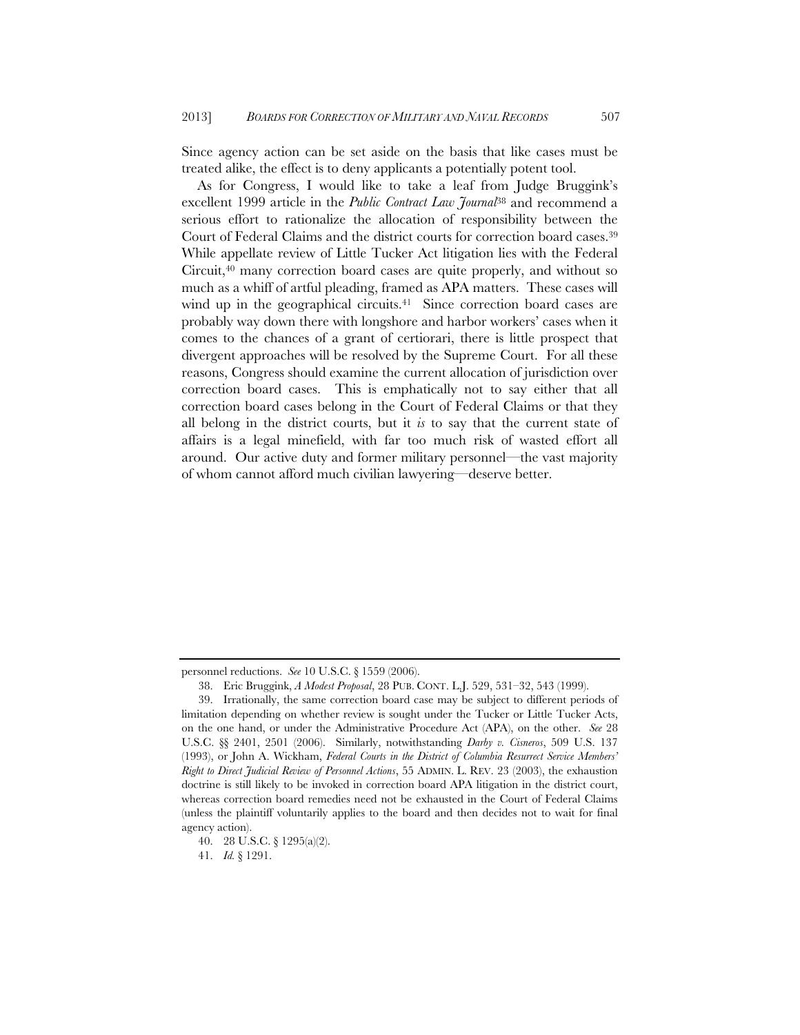Since agency action can be set aside on the basis that like cases must be treated alike, the effect is to deny applicants a potentially potent tool.

As for Congress, I would like to take a leaf from Judge Bruggink's excellent 1999 article in the *Public Contract Law Journal*[38] and recommend a serious effort to rationalize the allocation of responsibility between the Court of Federal Claims and the district courts for correction board cases.[39] While appellate review of Little Tucker Act litigation lies with the Federal Circuit,[40] many correction board cases are quite properly, and without so much as a whiff of artful pleading, framed as APA matters. These cases will wind up in the geographical circuits.[41] Since correction board cases are probably way down there with longshore and harbor workers' cases when it comes to the chances of a grant of certiorari, there is little prospect that divergent approaches will be resolved by the Supreme Court. For all these reasons, Congress should examine the current allocation of jurisdiction over correction board cases. This is emphatically not to say either that all correction board cases belong in the Court of Federal Claims or that they all belong in the district courts, but it *is* to say that the current state of affairs is a legal minefield, with far too much risk of wasted effort all around. Our active duty and former military personnel—the vast majority of whom cannot afford much civilian lawyering—deserve better.

---

personnel reductions. *See* 10 U.S.C. § 1559 (2006).

38. Eric Bruggink, *A Modest Proposal*, 28 PUB. CONT. L.J. 529, 531–32, 543 (1999).

39. Irrationally, the same correction board case may be subject to different periods of limitation depending on whether review is sought under the Tucker or Little Tucker Acts, on the one hand, or under the Administrative Procedure Act (APA), on the other. *See* 28 U.S.C. §§ 2401, 2501 (2006). Similarly, notwithstanding *Darby v. Cisneros*, 509 U.S. 137 (1993), or John A. Wickham, *Federal Courts in the District of Columbia Resurrect Service Members' Right to Direct Judicial Review of Personnel Actions*, 55 ADMIN. L. REV. 23 (2003), the exhaustion doctrine is still likely to be invoked in correction board APA litigation in the district court, whereas correction board remedies need not be exhausted in the Court of Federal Claims (unless the plaintiff voluntarily applies to the board and then decides not to wait for final agency action).

40. 28 U.S.C. § 1295(a)(2).

41. *Id.* § 1291.